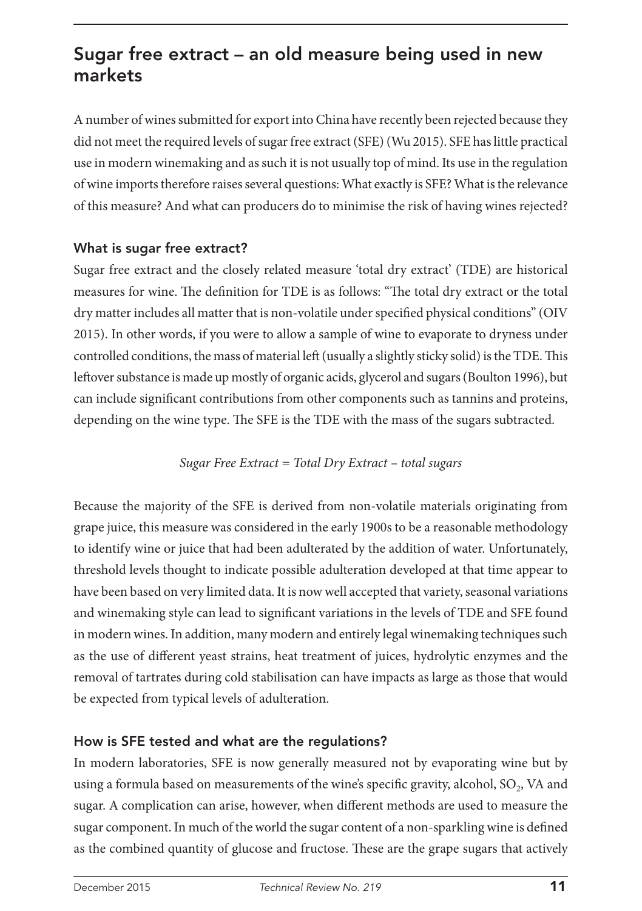## Sugar free extract – an old measure being used in new markets

A number of wines submitted for export into China have recently been rejected because they did not meet the required levels of sugar free extract (SFE) (Wu 2015). SFE has little practical use in modern winemaking and as such it is not usually top of mind. Its use in the regulation of wine imports therefore raises several questions: What exactly is SFE? What is the relevance of this measure? And what can producers do to minimise the risk of having wines rejected?

### What is sugar free extract?

Sugar free extract and the closely related measure 'total dry extract' (TDE) are historical measures for wine. The definition for TDE is as follows: "The total dry extract or the total dry matter includes all matter that is non-volatile under specified physical conditions" (OIV 2015). In other words, if you were to allow a sample of wine to evaporate to dryness under controlled conditions, the mass of material left (usually a slightly sticky solid) is the TDE. This leftover substance is made up mostly of organic acids, glycerol and sugars (Boulton 1996), but can include significant contributions from other components such as tannins and proteins, depending on the wine type. The SFE is the TDE with the mass of the sugars subtracted.

*Sugar Free Extract = Total Dry Extract – total sugars*

Because the majority of the SFE is derived from non-volatile materials originating from grape juice, this measure was considered in the early 1900s to be a reasonable methodology to identify wine or juice that had been adulterated by the addition of water. Unfortunately, threshold levels thought to indicate possible adulteration developed at that time appear to have been based on very limited data. It is now well accepted that variety, seasonal variations and winemaking style can lead to significant variations in the levels of TDE and SFE found in modern wines. In addition, many modern and entirely legal winemaking techniques such as the use of different yeast strains, heat treatment of juices, hydrolytic enzymes and the removal of tartrates during cold stabilisation can have impacts as large as those that would be expected from typical levels of adulteration.

### How is SFE tested and what are the regulations?

In modern laboratories, SFE is now generally measured not by evaporating wine but by using a formula based on measurements of the wine's specific gravity, alcohol, $SO_2$, VA and sugar. A complication can arise, however, when different methods are used to measure the sugar component. In much of the world the sugar content of a non-sparkling wine is defined as the combined quantity of glucose and fructose. These are the grape sugars that actively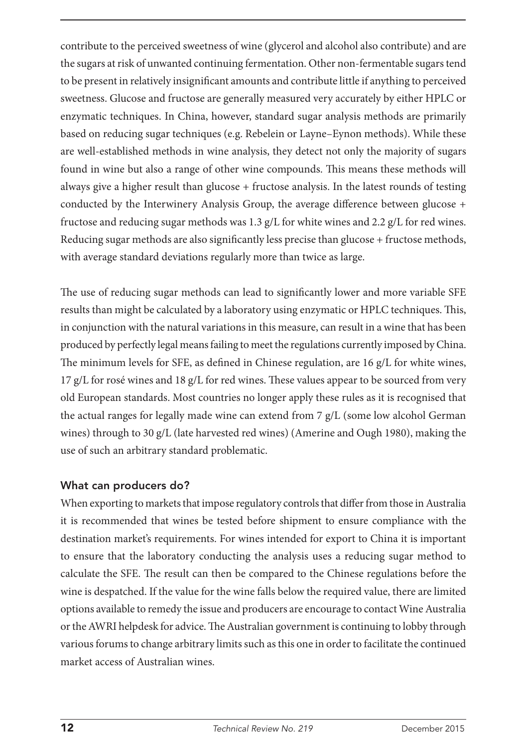contribute to the perceived sweetness of wine (glycerol and alcohol also contribute) and are the sugars at risk of unwanted continuing fermentation. Other non-fermentable sugars tend to be present in relatively insignificant amounts and contribute little if anything to perceived sweetness. Glucose and fructose are generally measured very accurately by either HPLC or enzymatic techniques. In China, however, standard sugar analysis methods are primarily based on reducing sugar techniques (e.g. Rebelein or Layne–Eynon methods). While these are well-established methods in wine analysis, they detect not only the majority of sugars found in wine but also a range of other wine compounds. This means these methods will always give a higher result than glucose + fructose analysis. In the latest rounds of testing conducted by the Interwinery Analysis Group, the average difference between glucose + fructose and reducing sugar methods was 1.3 g/L for white wines and 2.2 g/L for red wines. Reducing sugar methods are also significantly less precise than glucose + fructose methods, with average standard deviations regularly more than twice as large.

The use of reducing sugar methods can lead to significantly lower and more variable SFE results than might be calculated by a laboratory using enzymatic or HPLC techniques. This, in conjunction with the natural variations in this measure, can result in a wine that has been produced by perfectly legal means failing to meet the regulations currently imposed by China. The minimum levels for SFE, as defined in Chinese regulation, are 16 g/L for white wines, 17 g/L for rosé wines and 18 g/L for red wines. These values appear to be sourced from very old European standards. Most countries no longer apply these rules as it is recognised that the actual ranges for legally made wine can extend from 7 g/L (some low alcohol German wines) through to 30 g/L (late harvested red wines) (Amerine and Ough 1980), making the use of such an arbitrary standard problematic.

## What can producers do?

When exporting to markets that impose regulatory controls that differ from those in Australia it is recommended that wines be tested before shipment to ensure compliance with the destination market's requirements. For wines intended for export to China it is important to ensure that the laboratory conducting the analysis uses a reducing sugar method to calculate the SFE. The result can then be compared to the Chinese regulations before the wine is despatched. If the value for the wine falls below the required value, there are limited options available to remedy the issue and producers are encourage to contact Wine Australia or the AWRI helpdesk for advice. The Australian government is continuing to lobby through various forums to change arbitrary limits such as this one in order to facilitate the continued market access of Australian wines.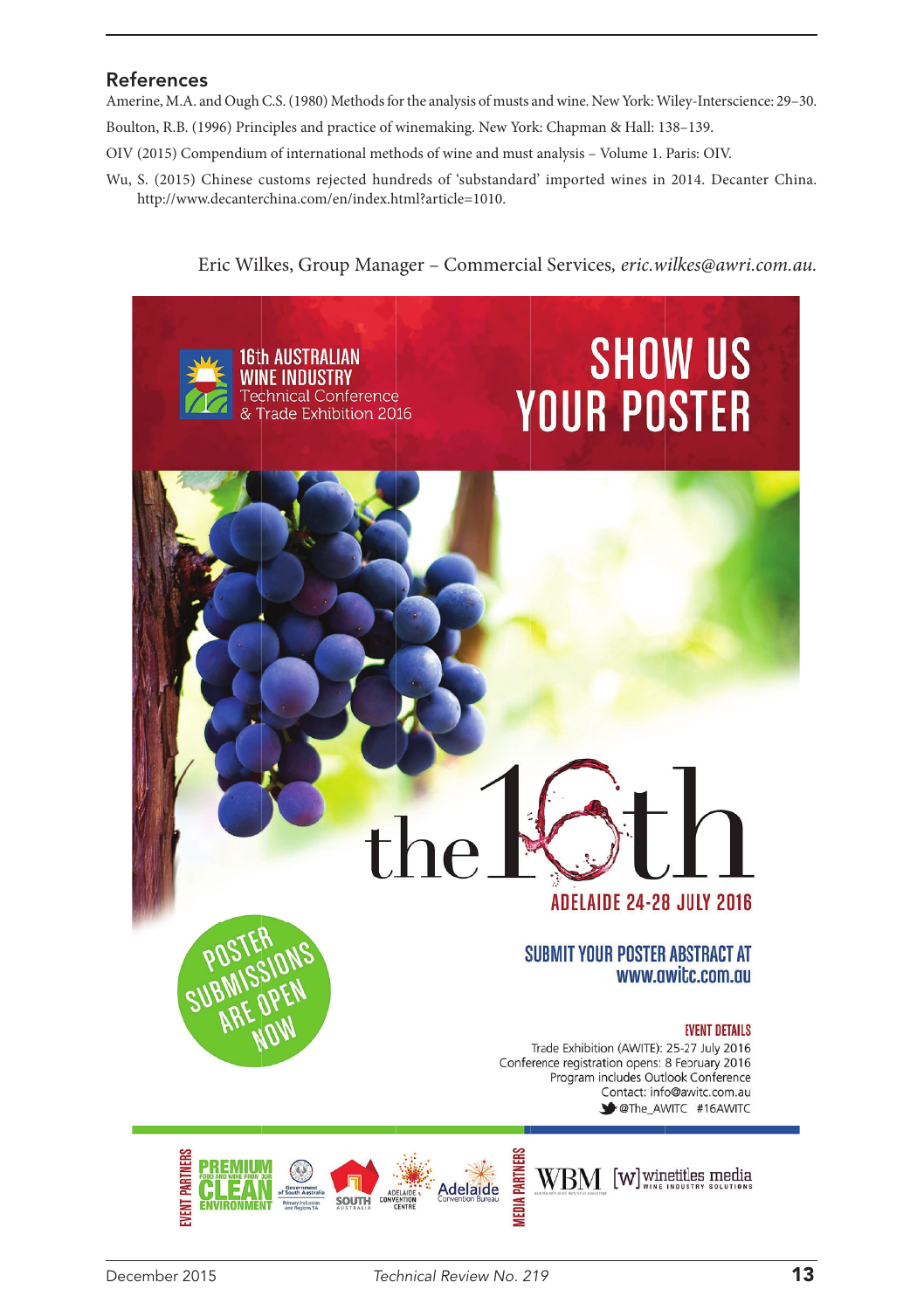## References

Amerine, M.A. and Ough C.S. (1980) Methods for the analysis of musts and wine. New York: Wiley-Interscience: 29–30.

Boulton, R.B. (1996) Principles and practice of winemaking. New York: Chapman & Hall: 138–139.

OIV (2015) Compendium of international methods of wine and must analysis – Volume 1. Paris: OIV.

Wu, S. (2015) Chinese customs rejected hundreds of 'substandard' imported wines in 2014. Decanter China. http://www.decanterchina.com/en/index.html?article=1010.

Eric Wilkes, Group Manager – Commercial Services, *eric.wilkes@awri.com.au.*

16th AUSTRALIAN WINE INDUSTRY Technical Conference & Trade Exhibition 2016

SHOW US YOUR POSTER

the 16th

ADELAIDE 24-28 JULY 2016

POSTER SUBMISSIONS ARE OPEN NOW

SUBMIT YOUR POSTER ABSTRACT AT www.awitc.com.au

EVENT DETAILS

Trade Exhibition (AWITE): 25-27 July 2016
Conference registration opens: 8 February 2016
Program includes Outlook Conference
Contact: info@awitc.com.au
@The_AWITC #16AWITC

EVENT PARTNERS

MEDIA PARTNERS